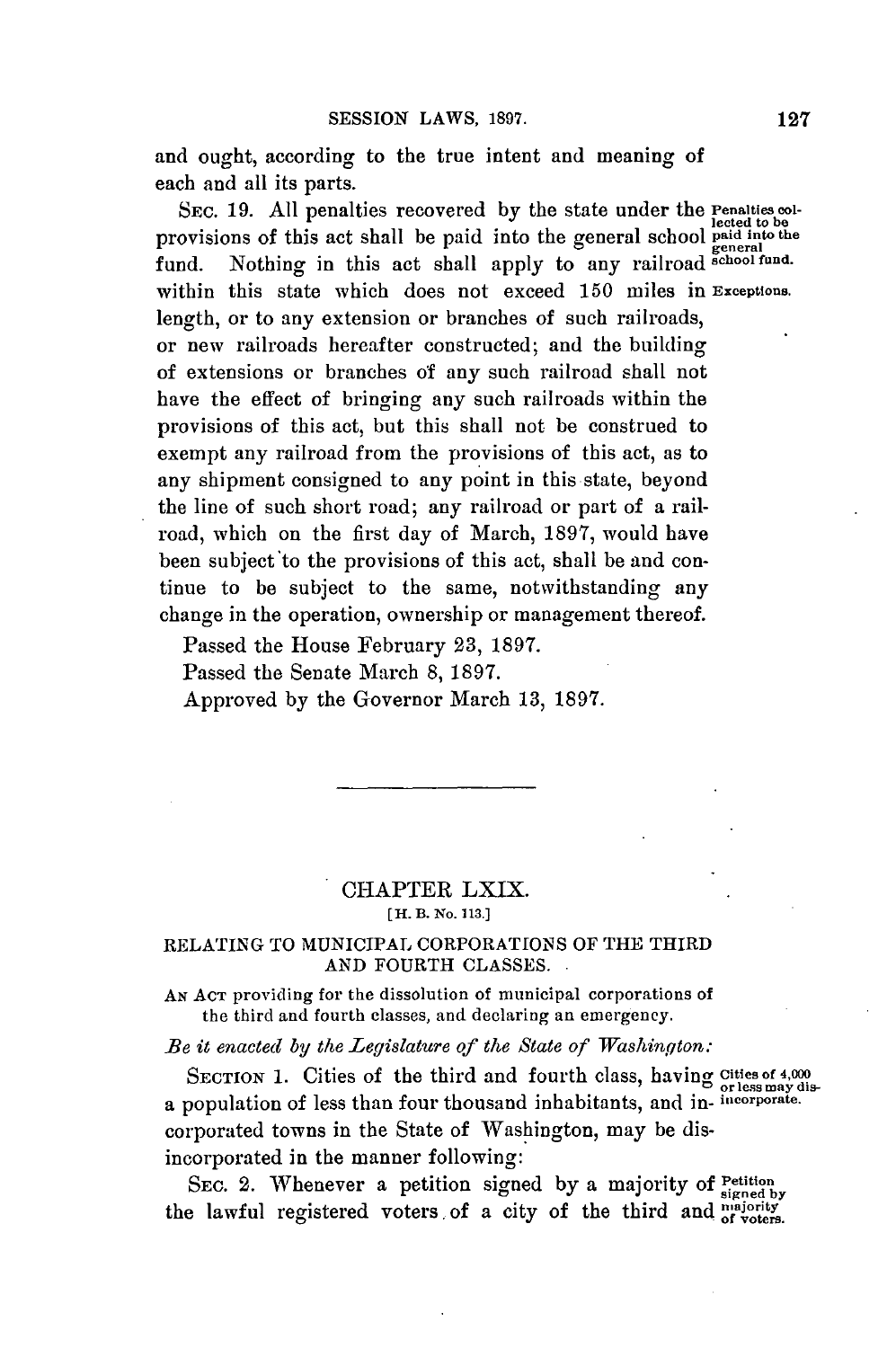and ought, according to the true intent and meaning of each and all its parts.

SEC. 19. All penalties recovered by the state under the provisions of this act shall be paid into the general school fund. Nothing in this act shall apply to any railroad within this state which does not exceed 150 miles in length, or to any extension or branches of such railroads, or new railroads hereafter constructed; and the building of extensions or branches of any such railroad shall not have the effect of bringing any such railroads within the provisions of this act, but this shall not be construed to exempt any railroad from the provisions of this act, as to any shipment consigned to any point in this state, beyond the line of such short road; any railroad or part of a railroad, which on the first day of March, 1897, would have been subject to the provisions of this act, shall be and continue to be subject to the same, notwithstanding any change in the operation, ownership or management thereof.

*Penalties collected to be paid into the general school fund.*

*Exceptions.*

Passed the House February 23, 1897.

Passed the Senate March 8, 1897.

Approved by the Governor March 13, 1897.

---

## CHAPTER LXIX.

[H. B. No. 113.]

### RELATING TO MUNICIPAL CORPORATIONS OF THE THIRD AND FOURTH CLASSES.

AN ACT providing for the dissolution of municipal corporations of the third and fourth classes, and declaring an emergency.

*Be it enacted by the Legislature of the State of Washington:*

SECTION 1. Cities of the third and fourth class, having a population of less than four thousand inhabitants, and incorporated towns in the State of Washington, may be disincorporated in the manner following:

*Cities of 4,000 or less may disincorporate.*

SEC. 2. Whenever a petition signed by a majority of the lawful registered voters of a city of the third and

*Petition signed by majority of voters.*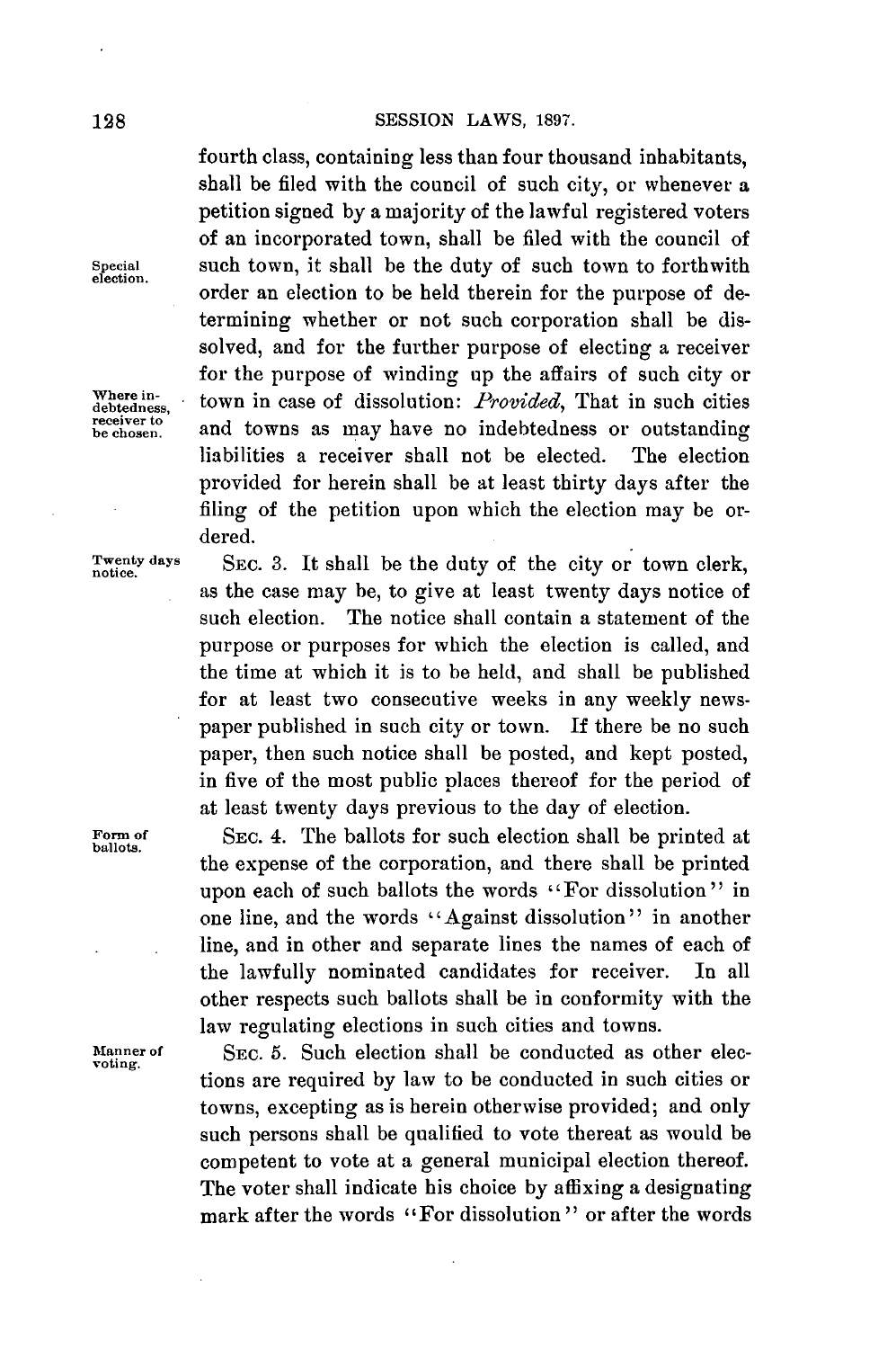fourth class, containing less than four thousand inhabitants, shall be filed with the council of such city, or whenever a petition signed by a majority of the lawful registered voters of an incorporated town, shall be filed with the council of such town, it shall be the duty of such town to forthwith order an election to be held therein for the purpose of determining whether or not such corporation shall be dissolved, and for the further purpose of electing a receiver for the purpose of winding up the affairs of such city or town in case of dissolution: *Provided*, That in such cities and towns as may have no indebtedness or outstanding liabilities a receiver shall not be elected. The election provided for herein shall be at least thirty days after the filing of the petition upon which the election may be ordered.

Special election.

Where indebtedness, receiver to be chosen.

Twenty days notice.

SEC. 3. It shall be the duty of the city or town clerk, as the case may be, to give at least twenty days notice of such election. The notice shall contain a statement of the purpose or purposes for which the election is called, and the time at which it is to be held, and shall be published for at least two consecutive weeks in any weekly newspaper published in such city or town. If there be no such paper, then such notice shall be posted, and kept posted, in five of the most public places thereof for the period of at least twenty days previous to the day of election.

Form of ballots.

SEC. 4. The ballots for such election shall be printed at the expense of the corporation, and there shall be printed upon each of such ballots the words "For dissolution" in one line, and the words "Against dissolution" in another line, and in other and separate lines the names of each of the lawfully nominated candidates for receiver. In all other respects such ballots shall be in conformity with the law regulating elections in such cities and towns.

Manner of voting.

SEC. 5. Such election shall be conducted as other elections are required by law to be conducted in such cities or towns, excepting as is herein otherwise provided; and only such persons shall be qualified to vote thereat as would be competent to vote at a general municipal election thereof. The voter shall indicate his choice by affixing a designating mark after the words "For dissolution" or after the words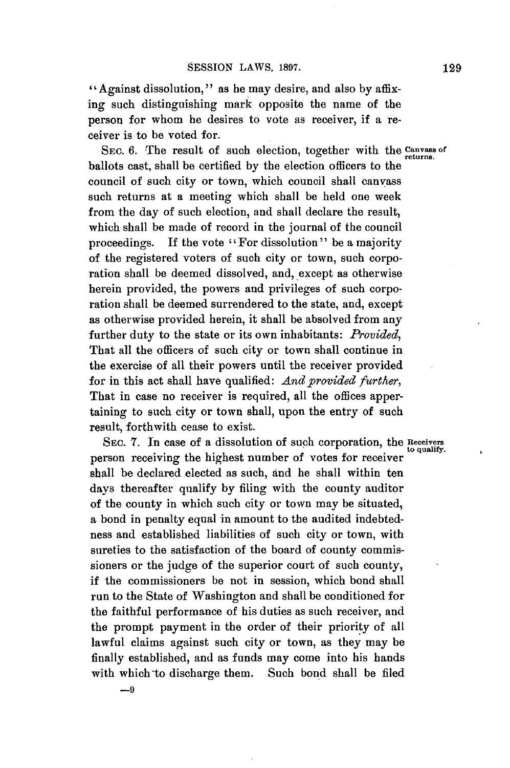"Against dissolution," as he may desire, and also by affixing such distinguishing mark opposite the name of the person for whom he desires to vote as receiver, if a receiver is to be voted for.

Sec. 6. The result of such election, together with the ballots cast, shall be certified by the election officers to the council of such city or town, which council shall canvass such returns at a meeting which shall be held one week from the day of such election, and shall declare the result, which shall be made of record in the journal of the council proceedings. If the vote "For dissolution" be a majority of the registered voters of such city or town, such corporation shall be deemed dissolved, and, except as otherwise herein provided, the powers and privileges of such corporation shall be deemed surrendered to the state, and, except as otherwise provided herein, it shall be absolved from any further duty to the state or its own inhabitants: *Provided*, That all the officers of such city or town shall continue in the exercise of all their powers until the receiver provided for in this act shall have qualified: *And provided further*, That in case no receiver is required, all the offices appertaining to such city or town shall, upon the entry of such result, forthwith cease to exist.

Canvass of returns.

Sec. 7. In case of a dissolution of such corporation, the person receiving the highest number of votes for receiver shall be declared elected as such, and he shall within ten days thereafter qualify by filing with the county auditor of the county in which such city or town may be situated, a bond in penalty equal in amount to the audited indebtedness and established liabilities of such city or town, with sureties to the satisfaction of the board of county commissioners or the judge of the superior court of such county, if the commissioners be not in session, which bond shall run to the State of Washington and shall be conditioned for the faithful performance of his duties as such receiver, and the prompt payment in the order of their priority of all lawful claims against such city or town, as they may be finally established, and as funds may come into his hands with which to discharge them. Such bond shall be filed

Receivers to qualify.

—9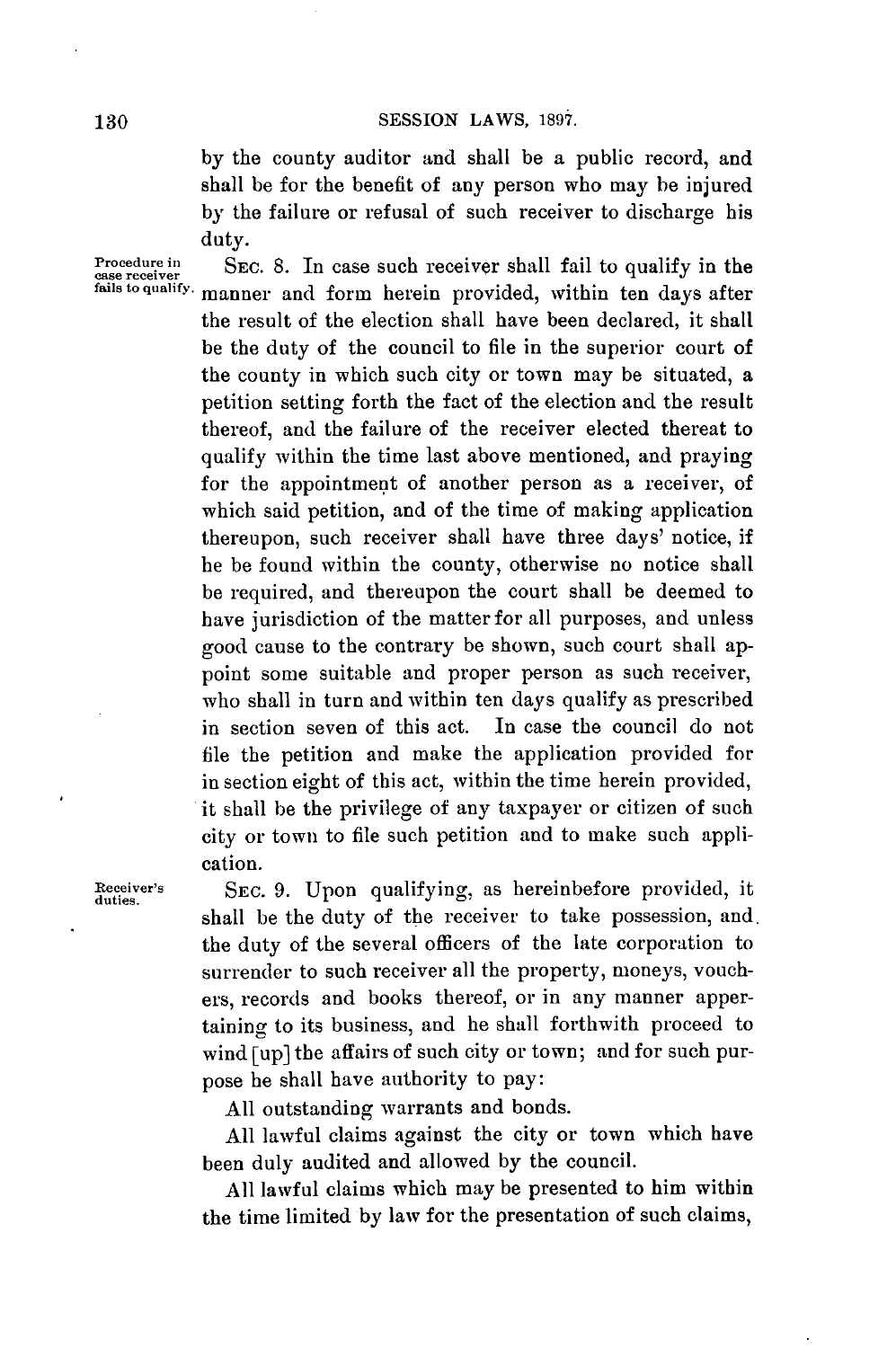by the county auditor and shall be a public record, and shall be for the benefit of any person who may be injured by the failure or refusal of such receiver to discharge his duty.

Procedure in case receiver fails to qualify.

SEC. 8. In case such receiver shall fail to qualify in the manner and form herein provided, within ten days after the result of the election shall have been declared, it shall be the duty of the council to file in the superior court of the county in which such city or town may be situated, a petition setting forth the fact of the election and the result thereof, and the failure of the receiver elected thereat to qualify within the time last above mentioned, and praying for the appointment of another person as a receiver, of which said petition, and of the time of making application thereupon, such receiver shall have three days' notice, if he be found within the county, otherwise no notice shall be required, and thereupon the court shall be deemed to have jurisdiction of the matter for all purposes, and unless good cause to the contrary be shown, such court shall appoint some suitable and proper person as such receiver, who shall in turn and within ten days qualify as prescribed in section seven of this act. In case the council do not file the petition and make the application provided for in section eight of this act, within the time herein provided, it shall be the privilege of any taxpayer or citizen of such city or town to file such petition and to make such application.

Receiver's duties.

SEC. 9. Upon qualifying, as hereinbefore provided, it shall be the duty of the receiver to take possession, and the duty of the several officers of the late corporation to surrender to such receiver all the property, moneys, vouchers, records and books thereof, or in any manner appertaining to its business, and he shall forthwith proceed to wind [up] the affairs of such city or town; and for such purpose he shall have authority to pay:

All outstanding warrants and bonds.

All lawful claims against the city or town which have been duly audited and allowed by the council.

All lawful claims which may be presented to him within the time limited by law for the presentation of such claims,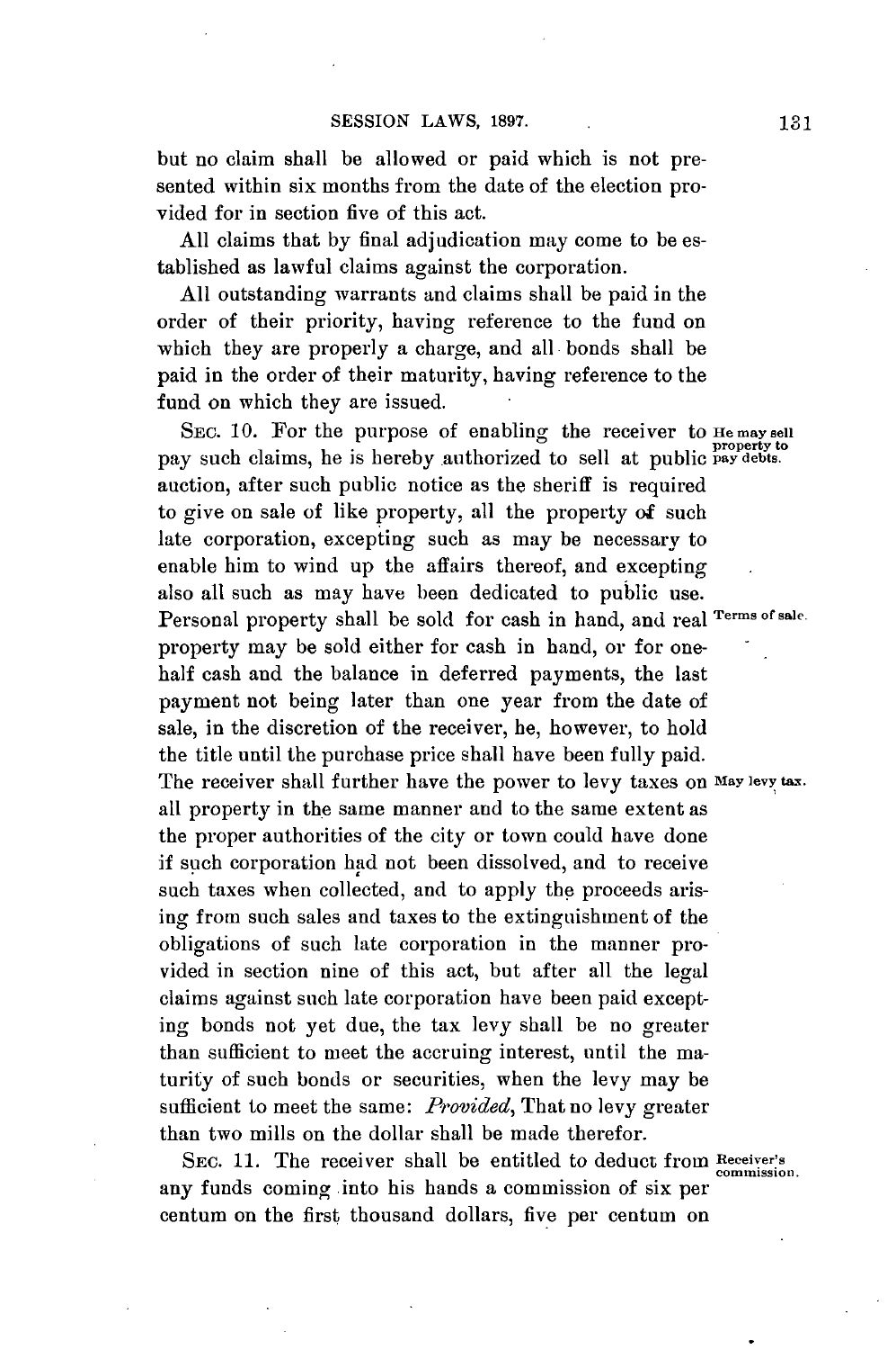but no claim shall be allowed or paid which is not presented within six months from the date of the election provided for in section five of this act.

All claims that by final adjudication may come to be established as lawful claims against the corporation.

All outstanding warrants and claims shall be paid in the order of their priority, having reference to the fund on which they are properly a charge, and all bonds shall be paid in the order of their maturity, having reference to the fund on which they are issued.

He may sell property to pay debts.

SEC. 10. For the purpose of enabling the receiver to pay such claims, he is hereby authorized to sell at public auction, after such public notice as the sheriff is required to give on sale of like property, all the property of such late corporation, excepting such as may be necessary to enable him to wind up the affairs thereof, and excepting also all such as may have been dedicated to public use.

Terms of sale.

Personal property shall be sold for cash in hand, and real property may be sold either for cash in hand, or for one-half cash and the balance in deferred payments, the last payment not being later than one year from the date of sale, in the discretion of the receiver, he, however, to hold the title until the purchase price shall have been fully paid.

May levy tax.

The receiver shall further have the power to levy taxes on all property in the same manner and to the same extent as the proper authorities of the city or town could have done if such corporation had not been dissolved, and to receive such taxes when collected, and to apply the proceeds arising from such sales and taxes to the extinguishment of the obligations of such late corporation in the manner provided in section nine of this act, but after all the legal claims against such late corporation have been paid excepting bonds not yet due, the tax levy shall be no greater than sufficient to meet the accruing interest, until the maturity of such bonds or securities, when the levy may be sufficient to meet the same: *Provided*, That no levy greater than two mills on the dollar shall be made therefor.

Receiver's commission.

SEC. 11. The receiver shall be entitled to deduct from any funds coming into his hands a commission of six per centum on the first thousand dollars, five per centum on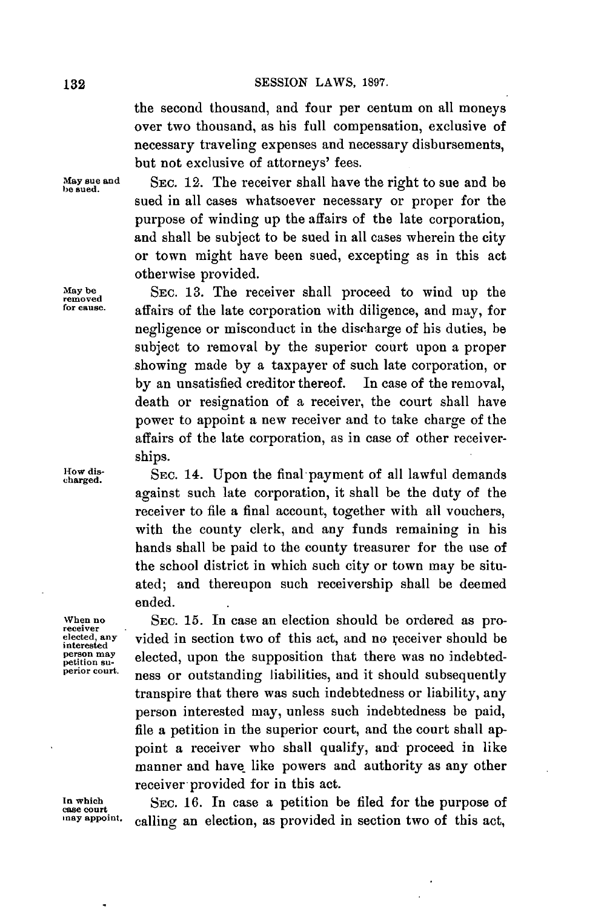the second thousand, and four per centum on all moneys over two thousand, as his full compensation, exclusive of necessary traveling expenses and necessary disbursements, but not exclusive of attorneys' fees.

*May sue and be sued.*

SEC. 12. The receiver shall have the right to sue and be sued in all cases whatsoever necessary or proper for the purpose of winding up the affairs of the late corporation, and shall be subject to be sued in all cases wherein the city or town might have been sued, excepting as in this act otherwise provided.

*May be removed for cause.*

SEC. 13. The receiver shall proceed to wind up the affairs of the late corporation with diligence, and may, for negligence or misconduct in the discharge of his duties, be subject to removal by the superior court upon a proper showing made by a taxpayer of such late corporation, or by an unsatisfied creditor thereof. In case of the removal, death or resignation of a receiver, the court shall have power to appoint a new receiver and to take charge of the affairs of the late corporation, as in case of other receiverships.

*How discharged.*

SEC. 14. Upon the final payment of all lawful demands against such late corporation, it shall be the duty of the receiver to file a final account, together with all vouchers, with the county clerk, and any funds remaining in his hands shall be paid to the county treasurer for the use of the school district in which such city or town may be situated; and thereupon such receivership shall be deemed ended.

*When no receiver elected, any interested person may petition superior court.*

SEC. 15. In case an election should be ordered as provided in section two of this act, and no receiver should be elected, upon the supposition that there was no indebtedness or outstanding liabilities, and it should subsequently transpire that there was such indebtedness or liability, any person interested may, unless such indebtedness be paid, file a petition in the superior court, and the court shall appoint a receiver who shall qualify, and proceed in like manner and have like powers and authority as any other receiver provided for in this act.

*In which case court may appoint.*

SEC. 16. In case a petition be filed for the purpose of calling an election, as provided in section two of this act,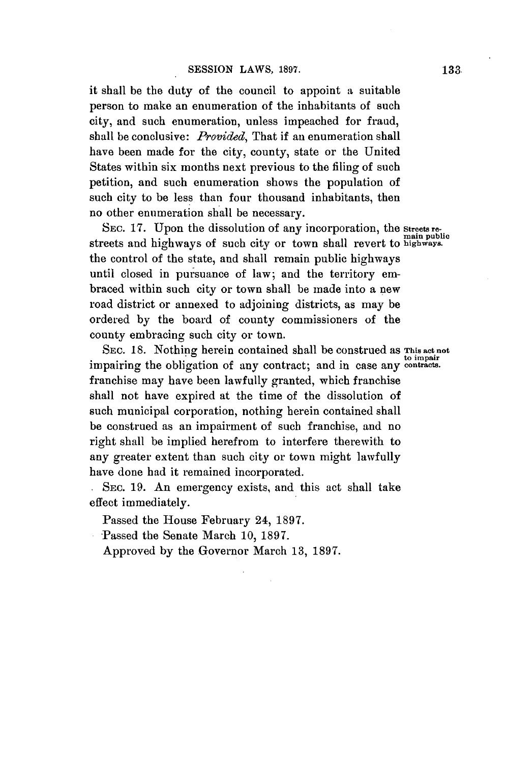it shall be the duty of the council to appoint a suitable person to make an enumeration of the inhabitants of such city, and such enumeration, unless impeached for fraud, shall be conclusive: *Provided*, That if an enumeration shall have been made for the city, county, state or the United States within six months next previous to the filing of such petition, and such enumeration shows the population of such city to be less than four thousand inhabitants, then no other enumeration shall be necessary.

Streets remain public highways.

SEC. 17. Upon the dissolution of any incorporation, the streets and highways of such city or town shall revert to the control of the state, and shall remain public highways until closed in pursuance of law; and the territory embraced within such city or town shall be made into a new road district or annexed to adjoining districts, as may be ordered by the board of county commissioners of the county embracing such city or town.

This act not to impair contracts.

SEC. 18. Nothing herein contained shall be construed as impairing the obligation of any contract; and in case any franchise may have been lawfully granted, which franchise shall not have expired at the time of the dissolution of such municipal corporation, nothing herein contained shall be construed as an impairment of such franchise, and no right shall be implied herefrom to interfere therewith to any greater extent than such city or town might lawfully have done had it remained incorporated.

SEC. 19. An emergency exists, and this act shall take effect immediately.

Passed the House February 24, 1897.

Passed the Senate March 10, 1897.

Approved by the Governor March 13, 1897.